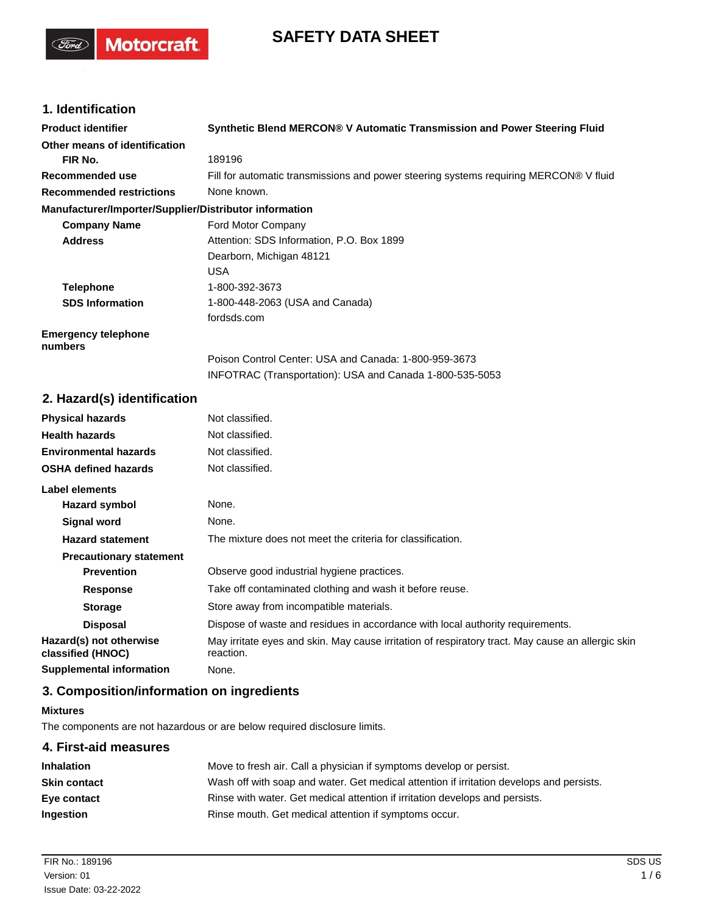# SAFETY DATA SHEET

## 1. Identification

| | |
|---|---|
| **Product identifier** | **Synthetic Blend MERCON® V Automatic Transmission and Power Steering Fluid** |
| **Other means of identification** | |
| **FIR No.** | 189196 |
| **Recommended use** | Fill for automatic transmissions and power steering systems requiring MERCON® V fluid |
| **Recommended restrictions** | None known. |

**Manufacturer/Importer/Supplier/Distributor information**

| | |
|---|---|
| **Company Name** | Ford Motor Company |
| **Address** | Attention: SDS Information, P.O. Box 1899<br>Dearborn, Michigan 48121<br>USA |
| **Telephone** | 1-800-392-3673 |
| **SDS Information** | 1-800-448-2063 (USA and Canada)<br>fordsds.com |
| **Emergency telephone numbers** | Poison Control Center: USA and Canada: 1-800-959-3673<br>INFOTRAC (Transportation): USA and Canada 1-800-535-5053 |

## 2. Hazard(s) identification

| | |
|---|---|
| **Physical hazards** | Not classified. |
| **Health hazards** | Not classified. |
| **Environmental hazards** | Not classified. |
| **OSHA defined hazards** | Not classified. |

**Label elements**

| | |
|---|---|
| **Hazard symbol** | None. |
| **Signal word** | None. |
| **Hazard statement** | The mixture does not meet the criteria for classification. |
| **Precautionary statement** | |
| **Prevention** | Observe good industrial hygiene practices. |
| **Response** | Take off contaminated clothing and wash it before reuse. |
| **Storage** | Store away from incompatible materials. |
| **Disposal** | Dispose of waste and residues in accordance with local authority requirements. |
| **Hazard(s) not otherwise classified (HNOC)** | May irritate eyes and skin. May cause irritation of respiratory tract. May cause an allergic skin reaction. |
| **Supplemental information** | None. |

## 3. Composition/information on ingredients

**Mixtures**

The components are not hazardous or are below required disclosure limits.

## 4. First-aid measures

| | |
|---|---|
| **Inhalation** | Move to fresh air. Call a physician if symptoms develop or persist. |
| **Skin contact** | Wash off with soap and water. Get medical attention if irritation develops and persists. |
| **Eye contact** | Rinse with water. Get medical attention if irritation develops and persists. |
| **Ingestion** | Rinse mouth. Get medical attention if symptoms occur. |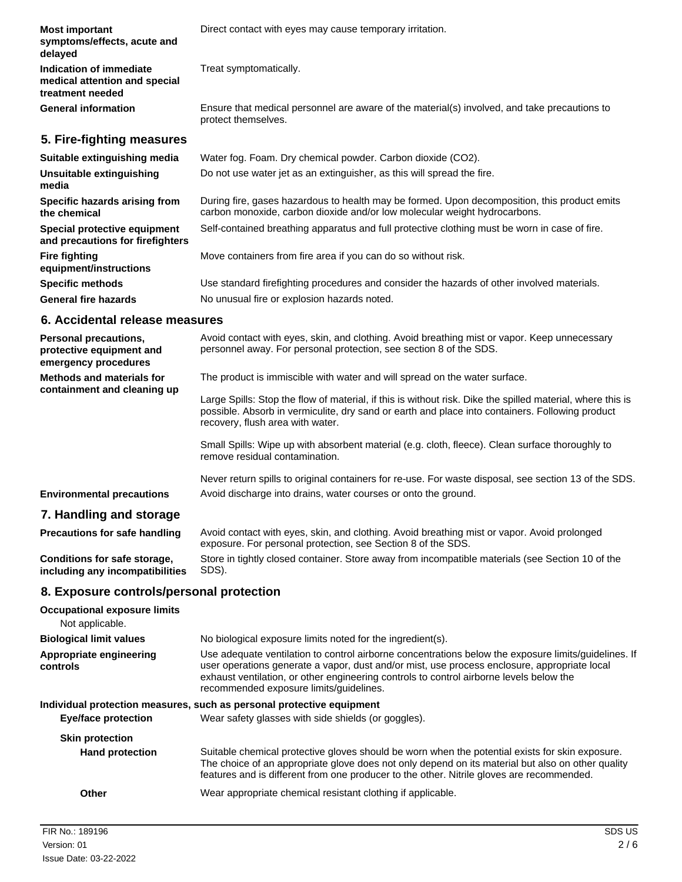**Most important symptoms/effects, acute and delayed**
Direct contact with eyes may cause temporary irritation.

**Indication of immediate medical attention and special treatment needed**
Treat symptomatically.

**General information**
Ensure that medical personnel are aware of the material(s) involved, and take precautions to protect themselves.

## 5. Fire-fighting measures

**Suitable extinguishing media**
Water fog. Foam. Dry chemical powder. Carbon dioxide ($CO_2$).

**Unsuitable extinguishing media**
Do not use water jet as an extinguisher, as this will spread the fire.

**Specific hazards arising from the chemical**
During fire, gases hazardous to health may be formed. Upon decomposition, this product emits carbon monoxide, carbon dioxide and/or low molecular weight hydrocarbons.

**Special protective equipment and precautions for firefighters**
Self-contained breathing apparatus and full protective clothing must be worn in case of fire.

**Fire fighting equipment/instructions**
Move containers from fire area if you can do so without risk.

**Specific methods**
Use standard firefighting procedures and consider the hazards of other involved materials.

**General fire hazards**
No unusual fire or explosion hazards noted.

## 6. Accidental release measures

**Personal precautions, protective equipment and emergency procedures**
Avoid contact with eyes, skin, and clothing. Avoid breathing mist or vapor. Keep unnecessary personnel away. For personal protection, see section 8 of the SDS.

**Methods and materials for containment and cleaning up**
The product is immiscible with water and will spread on the water surface.

Large Spills: Stop the flow of material, if this is without risk. Dike the spilled material, where this is possible. Absorb in vermiculite, dry sand or earth and place into containers. Following product recovery, flush area with water.

Small Spills: Wipe up with absorbent material (e.g. cloth, fleece). Clean surface thoroughly to remove residual contamination.

Never return spills to original containers for re-use. For waste disposal, see section 13 of the SDS.

**Environmental precautions**
Avoid discharge into drains, water courses or onto the ground.

## 7. Handling and storage

**Precautions for safe handling**
Avoid contact with eyes, skin, and clothing. Avoid breathing mist or vapor. Avoid prolonged exposure. For personal protection, see Section 8 of the SDS.

**Conditions for safe storage, including any incompatibilities**
Store in tightly closed container. Store away from incompatible materials (see Section 10 of the SDS).

## 8. Exposure controls/personal protection

**Occupational exposure limits**
Not applicable.

**Biological limit values**
No biological exposure limits noted for the ingredient(s).

**Appropriate engineering controls**
Use adequate ventilation to control airborne concentrations below the exposure limits/guidelines. If user operations generate a vapor, dust and/or mist, use process enclosure, appropriate local exhaust ventilation, or other engineering controls to control airborne levels below the recommended exposure limits/guidelines.

**Individual protection measures, such as personal protective equipment**

**Eye/face protection**
Wear safety glasses with side shields (or goggles).

**Skin protection**

**Hand protection**
Suitable chemical protective gloves should be worn when the potential exists for skin exposure. The choice of an appropriate glove does not only depend on its material but also on other quality features and is different from one producer to the other. Nitrile gloves are recommended.

**Other**
Wear appropriate chemical resistant clothing if applicable.

FIR No.: 189196
Version: 01
Issue Date: 03-22-2022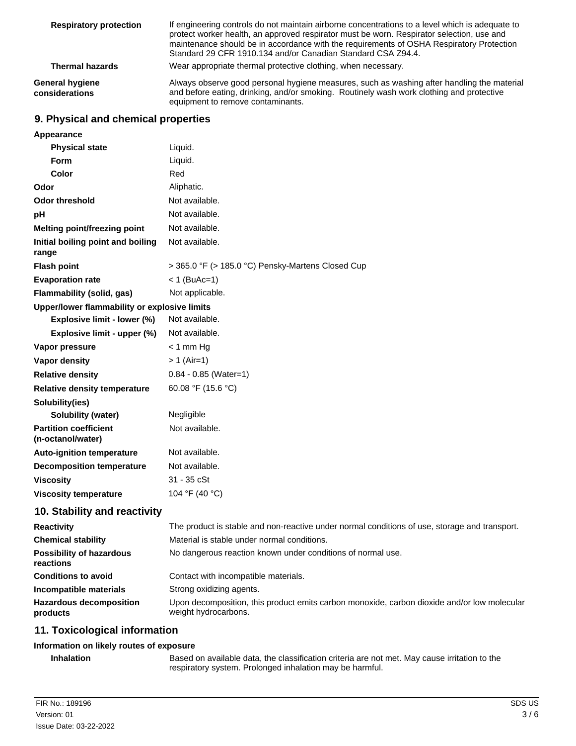| | |
|---|---|
| **Respiratory protection** | If engineering controls do not maintain airborne concentrations to a level which is adequate to protect worker health, an approved respirator must be worn. Respirator selection, use and maintenance should be in accordance with the requirements of OSHA Respiratory Protection Standard 29 CFR 1910.134 and/or Canadian Standard CSA Z94.4. |
| **Thermal hazards** | Wear appropriate thermal protective clothing, when necessary. |
| **General hygiene considerations** | Always observe good personal hygiene measures, such as washing after handling the material and before eating, drinking, and/or smoking. Routinely wash work clothing and protective equipment to remove contaminants. |

## 9. Physical and chemical properties

| | |
|---|---|
| **Appearance** | |
| **Physical state** | Liquid. |
| **Form** | Liquid. |
| **Color** | Red |
| **Odor** | Aliphatic. |
| **Odor threshold** | Not available. |
| **pH** | Not available. |
| **Melting point/freezing point** | Not available. |
| **Initial boiling point and boiling range** | Not available. |
| **Flash point** | > 365.0 °F (> 185.0 °C) Pensky-Martens Closed Cup |
| **Evaporation rate** | < 1 (BuAc=1) |
| **Flammability (solid, gas)** | Not applicable. |
| **Upper/lower flammability or explosive limits** | |
| **Explosive limit - lower (%)** | Not available. |
| **Explosive limit - upper (%)** | Not available. |
| **Vapor pressure** | < 1 mm Hg |
| **Vapor density** | > 1 (Air=1) |
| **Relative density** | 0.84 - 0.85 (Water=1) |
| **Relative density temperature** | 60.08 °F (15.6 °C) |
| **Solubility(ies)** | |
| **Solubility (water)** | Negligible |
| **Partition coefficient (n-octanol/water)** | Not available. |
| **Auto-ignition temperature** | Not available. |
| **Decomposition temperature** | Not available. |
| **Viscosity** | 31 - 35 cSt |
| **Viscosity temperature** | 104 °F (40 °C) |

## 10. Stability and reactivity

| | |
|---|---|
| **Reactivity** | The product is stable and non-reactive under normal conditions of use, storage and transport. |
| **Chemical stability** | Material is stable under normal conditions. |
| **Possibility of hazardous reactions** | No dangerous reaction known under conditions of normal use. |
| **Conditions to avoid** | Contact with incompatible materials. |
| **Incompatible materials** | Strong oxidizing agents. |
| **Hazardous decomposition products** | Upon decomposition, this product emits carbon monoxide, carbon dioxide and/or low molecular weight hydrocarbons. |

## 11. Toxicological information

**Information on likely routes of exposure**

| | |
|---|---|
| **Inhalation** | Based on available data, the classification criteria are not met. May cause irritation to the respiratory system. Prolonged inhalation may be harmful. |

FIR No.: 189196
Version: 01
Issue Date: 03-22-2022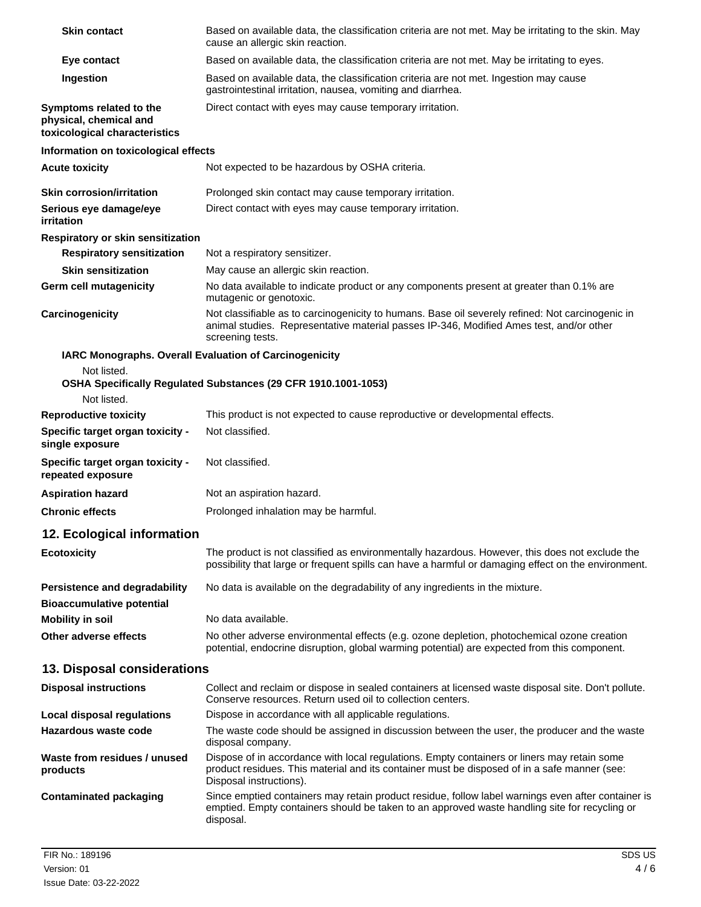| | |
|---|---|
| **Skin contact** | Based on available data, the classification criteria are not met. May be irritating to the skin. May cause an allergic skin reaction. |
| **Eye contact** | Based on available data, the classification criteria are not met. May be irritating to eyes. |
| **Ingestion** | Based on available data, the classification criteria are not met. Ingestion may cause gastrointestinal irritation, nausea, vomiting and diarrhea. |
| **Symptoms related to the physical, chemical and toxicological characteristics** | Direct contact with eyes may cause temporary irritation. |

**Information on toxicological effects**

| | |
|---|---|
| **Acute toxicity** | Not expected to be hazardous by OSHA criteria. |
| **Skin corrosion/irritation** | Prolonged skin contact may cause temporary irritation. |
| **Serious eye damage/eye irritation** | Direct contact with eyes may cause temporary irritation. |

**Respiratory or skin sensitization**

| | |
|---|---|
| **Respiratory sensitization** | Not a respiratory sensitizer. |
| **Skin sensitization** | May cause an allergic skin reaction. |
| **Germ cell mutagenicity** | No data available to indicate product or any components present at greater than 0.1% are mutagenic or genotoxic. |
| **Carcinogenicity** | Not classifiable as to carcinogenicity to humans. Base oil severely refined: Not carcinogenic in animal studies. Representative material passes IP-346, Modified Ames test, and/or other screening tests. |

**IARC Monographs. Overall Evaluation of Carcinogenicity**

Not listed.

**OSHA Specifically Regulated Substances (29 CFR 1910.1001-1053)**

Not listed.

| | |
|---|---|
| **Reproductive toxicity** | This product is not expected to cause reproductive or developmental effects. |
| **Specific target organ toxicity - single exposure** | Not classified. |
| **Specific target organ toxicity - repeated exposure** | Not classified. |
| **Aspiration hazard** | Not an aspiration hazard. |
| **Chronic effects** | Prolonged inhalation may be harmful. |

## 12. Ecological information

| | |
|---|---|
| **Ecotoxicity** | The product is not classified as environmentally hazardous. However, this does not exclude the possibility that large or frequent spills can have a harmful or damaging effect on the environment. |
| **Persistence and degradability** | No data is available on the degradability of any ingredients in the mixture. |
| **Bioaccumulative potential** | |
| **Mobility in soil** | No data available. |
| **Other adverse effects** | No other adverse environmental effects (e.g. ozone depletion, photochemical ozone creation potential, endocrine disruption, global warming potential) are expected from this component. |

## 13. Disposal considerations

| | |
|---|---|
| **Disposal instructions** | Collect and reclaim or dispose in sealed containers at licensed waste disposal site. Don't pollute. Conserve resources. Return used oil to collection centers. |
| **Local disposal regulations** | Dispose in accordance with all applicable regulations. |
| **Hazardous waste code** | The waste code should be assigned in discussion between the user, the producer and the waste disposal company. |
| **Waste from residues / unused products** | Dispose of in accordance with local regulations. Empty containers or liners may retain some product residues. This material and its container must be disposed of in a safe manner (see: Disposal instructions). |
| **Contaminated packaging** | Since emptied containers may retain product residue, follow label warnings even after container is emptied. Empty containers should be taken to an approved waste handling site for recycling or disposal. |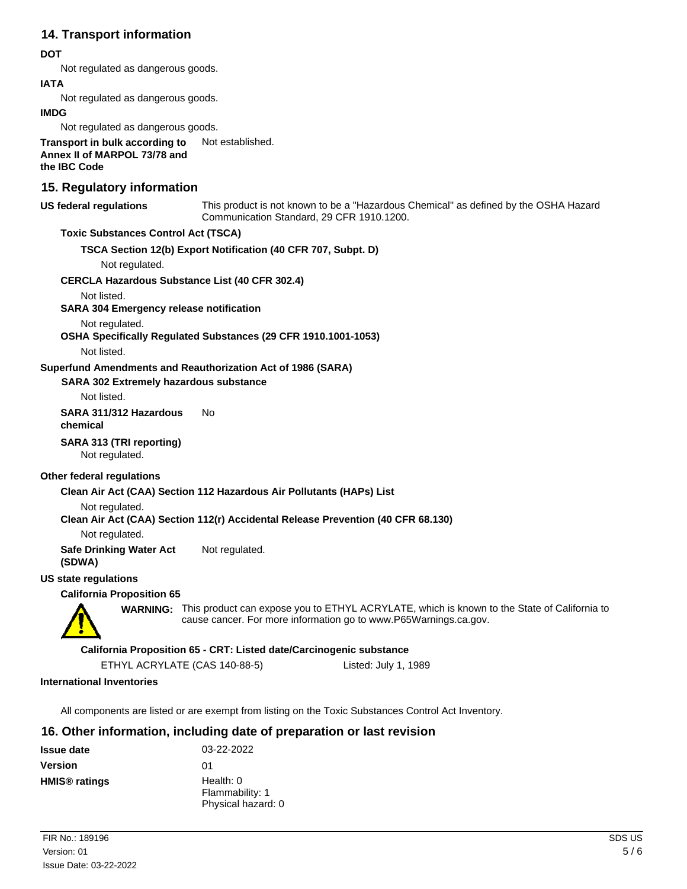## 14. Transport information

**DOT**

Not regulated as dangerous goods.

**IATA**

Not regulated as dangerous goods.

**IMDG**

Not regulated as dangerous goods.

**Transport in bulk according to Annex II of MARPOL 73/78 and the IBC Code** Not established.

## 15. Regulatory information

**US federal regulations** This product is not known to be a "Hazardous Chemical" as defined by the OSHA Hazard Communication Standard, 29 CFR 1910.1200.

**Toxic Substances Control Act (TSCA)**

**TSCA Section 12(b) Export Notification (40 CFR 707, Subpt. D)**

Not regulated.

**CERCLA Hazardous Substance List (40 CFR 302.4)**

Not listed.

**SARA 304 Emergency release notification**

Not regulated.

**OSHA Specifically Regulated Substances (29 CFR 1910.1001-1053)**

Not listed.

**Superfund Amendments and Reauthorization Act of 1986 (SARA)**

**SARA 302 Extremely hazardous substance**

Not listed.

**SARA 311/312 Hazardous chemical** No

**SARA 313 (TRI reporting)**

Not regulated.

**Other federal regulations**

**Clean Air Act (CAA) Section 112 Hazardous Air Pollutants (HAPs) List**

Not regulated.

**Clean Air Act (CAA) Section 112(r) Accidental Release Prevention (40 CFR 68.130)**

Not regulated.

**Safe Drinking Water Act (SDWA)** Not regulated.

**US state regulations**

**California Proposition 65**

**WARNING:** This product can expose you to ETHYL ACRYLATE, which is known to the State of California to cause cancer. For more information go to www.P65Warnings.ca.gov.

**California Proposition 65 - CRT: Listed date/Carcinogenic substance**

ETHYL ACRYLATE (CAS 140-88-5) Listed: July 1, 1989

**International Inventories**

All components are listed or are exempt from listing on the Toxic Substances Control Act Inventory.

## 16. Other information, including date of preparation or last revision

**Issue date** 03-22-2022

**Version** 01

**HMIS® ratings** Health: 0
Flammability: 1
Physical hazard: 0

FIR No.: 189196
Version: 01
Issue Date: 03-22-2022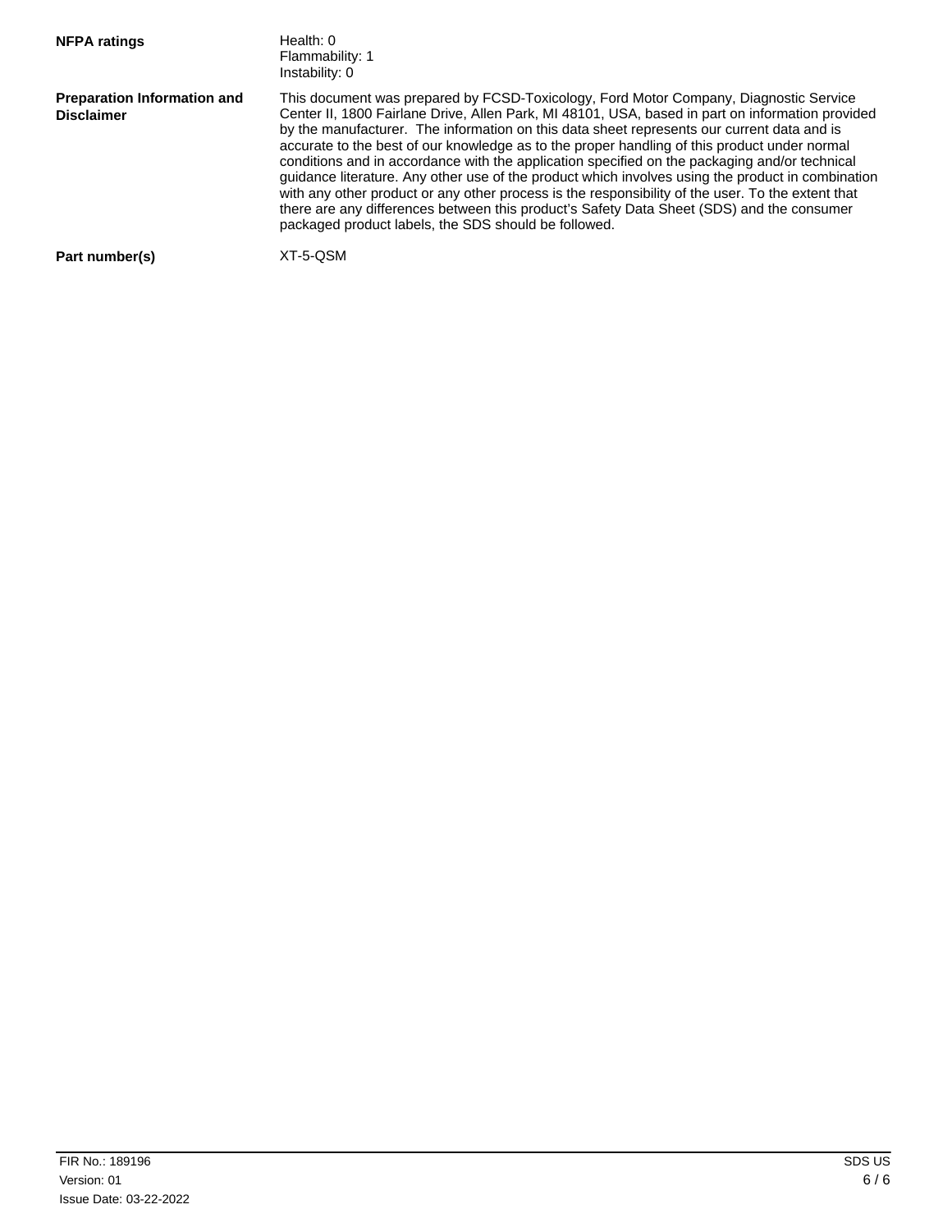**NFPA ratings**

Health: 0
Flammability: 1
Instability: 0

**Preparation Information and Disclaimer**

This document was prepared by FCSD-Toxicology, Ford Motor Company, Diagnostic Service Center II, 1800 Fairlane Drive, Allen Park, MI 48101, USA, based in part on information provided by the manufacturer. The information on this data sheet represents our current data and is accurate to the best of our knowledge as to the proper handling of this product under normal conditions and in accordance with the application specified on the packaging and/or technical guidance literature. Any other use of the product which involves using the product in combination with any other product or any other process is the responsibility of the user. To the extent that there are any differences between this product's Safety Data Sheet (SDS) and the consumer packaged product labels, the SDS should be followed.

**Part number(s)**

XT-5-QSM